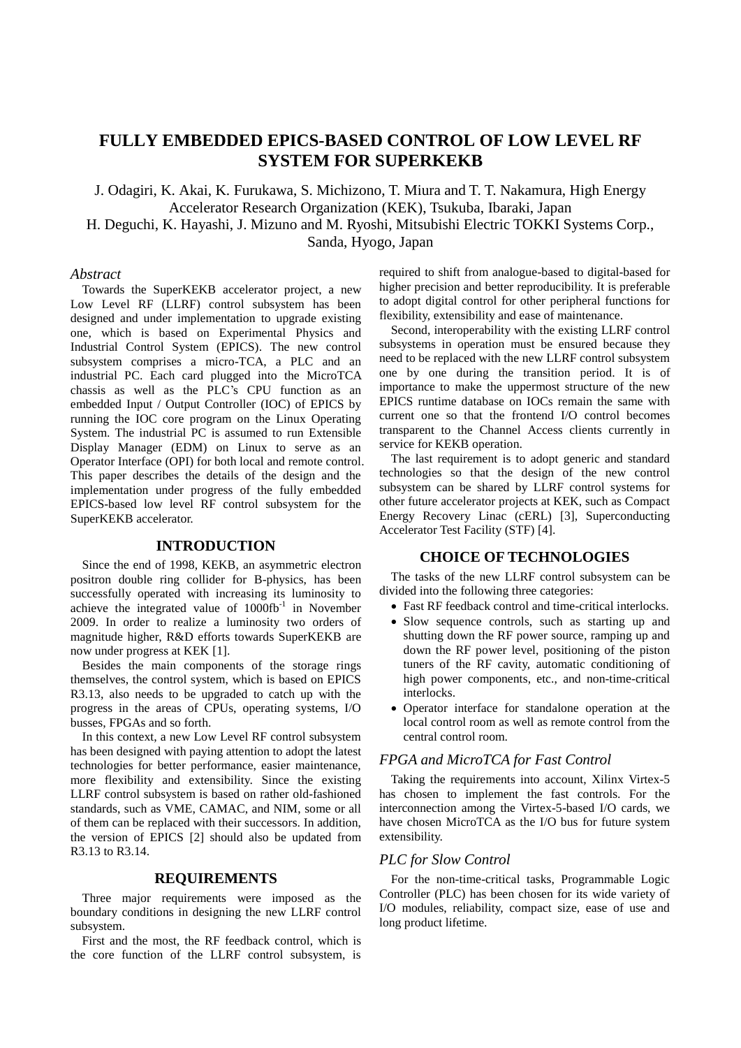# FULLY EMBEDDED EPICS-BASED CONTROL OF LOW LEVEL RF SYSTEM FOR SUPERKEKB

J. Odagiri, K. Akai, K. Furukawa, S. Michizono, T. Miura and T. T. Nakamura, High Energy Accelerator Research Organization (KEK), Tsukuba, Ibaraki, Japan
H. Deguchi, K. Hayashi, J. Mizuno and M. Ryoshi, Mitsubishi Electric TOKKI Systems Corp., Sanda, Hyogo, Japan

### *Abstract*

Towards the SuperKEKB accelerator project, a new Low Level RF (LLRF) control subsystem has been designed and under implementation to upgrade existing one, which is based on Experimental Physics and Industrial Control System (EPICS). The new control subsystem comprises a micro-TCA, a PLC and an industrial PC. Each card plugged into the MicroTCA chassis as well as the PLC's CPU function as an embedded Input / Output Controller (IOC) of EPICS by running the IOC core program on the Linux Operating System. The industrial PC is assumed to run Extensible Display Manager (EDM) on Linux to serve as an Operator Interface (OPI) for both local and remote control. This paper describes the details of the design and the implementation under progress of the fully embedded EPICS-based low level RF control subsystem for the SuperKEKB accelerator.

## INTRODUCTION

Since the end of 1998, KEKB, an asymmetric electron positron double ring collider for B-physics, has been successfully operated with increasing its luminosity to achieve the integrated value of $1000\text{fb}^{-1}$ in November 2009. In order to realize a luminosity two orders of magnitude higher, R&D efforts towards SuperKEKB are now under progress at KEK [1].

Besides the main components of the storage rings themselves, the control system, which is based on EPICS R3.13, also needs to be upgraded to catch up with the progress in the areas of CPUs, operating systems, I/O busses, FPGAs and so forth.

In this context, a new Low Level RF control subsystem has been designed with paying attention to adopt the latest technologies for better performance, easier maintenance, more flexibility and extensibility. Since the existing LLRF control subsystem is based on rather old-fashioned standards, such as VME, CAMAC, and NIM, some or all of them can be replaced with their successors. In addition, the version of EPICS [2] should also be updated from R3.13 to R3.14.

## REQUIREMENTS

Three major requirements were imposed as the boundary conditions in designing the new LLRF control subsystem.

First and the most, the RF feedback control, which is the core function of the LLRF control subsystem, is required to shift from analogue-based to digital-based for higher precision and better reproducibility. It is preferable to adopt digital control for other peripheral functions for flexibility, extensibility and ease of maintenance.

Second, interoperability with the existing LLRF control subsystems in operation must be ensured because they need to be replaced with the new LLRF control subsystem one by one during the transition period. It is of importance to make the uppermost structure of the new EPICS runtime database on IOCs remain the same with current one so that the frontend I/O control becomes transparent to the Channel Access clients currently in service for KEKB operation.

The last requirement is to adopt generic and standard technologies so that the design of the new control subsystem can be shared by LLRF control systems for other future accelerator projects at KEK, such as Compact Energy Recovery Linac (cERL) [3], Superconducting Accelerator Test Facility (STF) [4].

## CHOICE OF TECHNOLOGIES

The tasks of the new LLRF control subsystem can be divided into the following three categories:

- Fast RF feedback control and time-critical interlocks.
- Slow sequence controls, such as starting up and shutting down the RF power source, ramping up and down the RF power level, positioning of the piston tuners of the RF cavity, automatic conditioning of high power components, etc., and non-time-critical interlocks.
- Operator interface for standalone operation at the local control room as well as remote control from the central control room.

### *FPGA and MicroTCA for Fast Control*

Taking the requirements into account, Xilinx Virtex-5 has chosen to implement the fast controls. For the interconnection among the Virtex-5-based I/O cards, we have chosen MicroTCA as the I/O bus for future system extensibility.

### *PLC for Slow Control*

For the non-time-critical tasks, Programmable Logic Controller (PLC) has been chosen for its wide variety of I/O modules, reliability, compact size, ease of use and long product lifetime.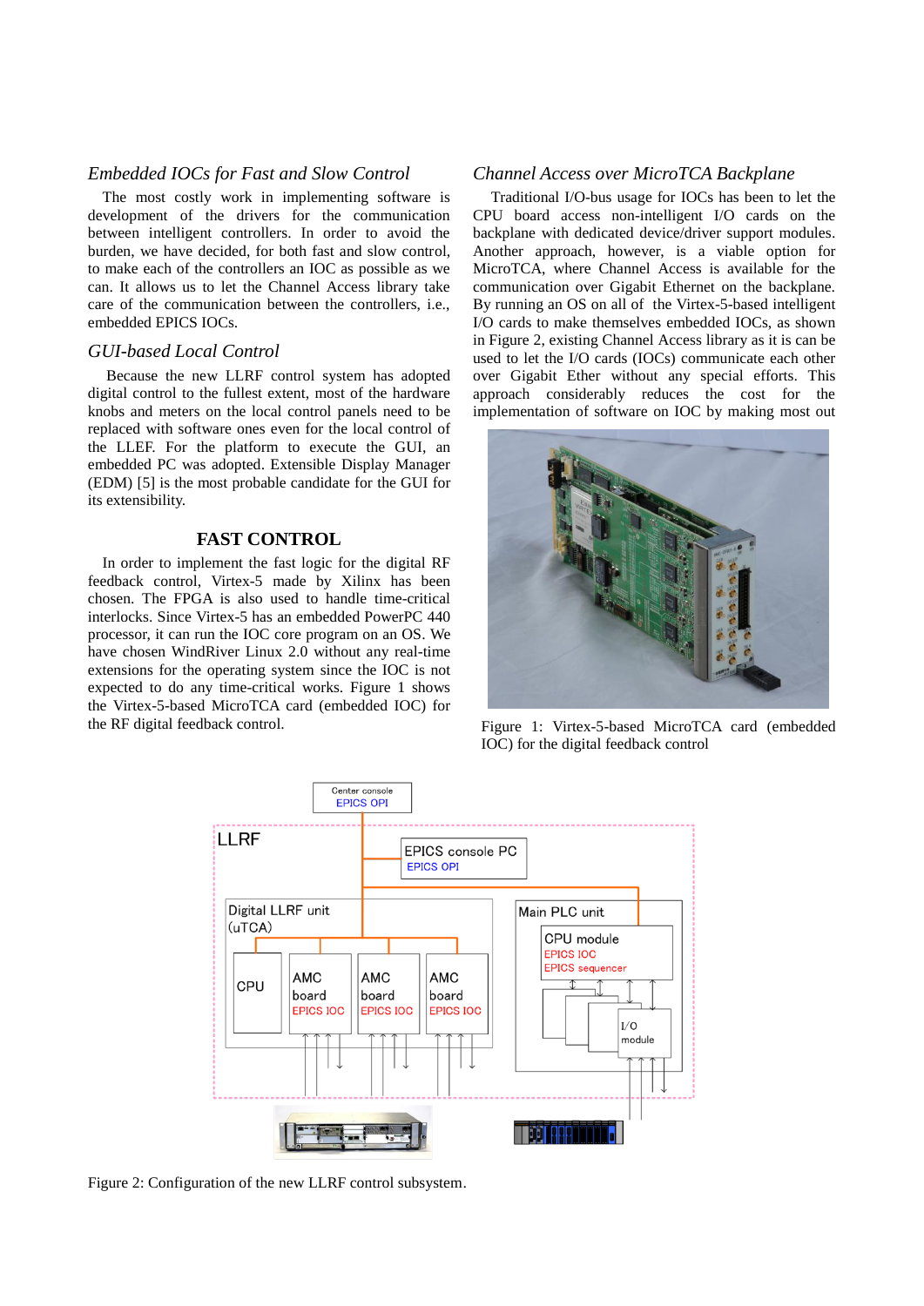### *Embedded IOCs for Fast and Slow Control*

The most costly work in implementing software is development of the drivers for the communication between intelligent controllers. In order to avoid the burden, we have decided, for both fast and slow control, to make each of the controllers an IOC as possible as we can. It allows us to let the Channel Access library take care of the communication between the controllers, i.e., embedded EPICS IOCs.

### *GUI-based Local Control*

Because the new LLRF control system has adopted digital control to the fullest extent, most of the hardware knobs and meters on the local control panels need to be replaced with software ones even for the local control of the LLEF. For the platform to execute the GUI, an embedded PC was adopted. Extensible Display Manager (EDM) [5] is the most probable candidate for the GUI for its extensibility.

## FAST CONTROL

In order to implement the fast logic for the digital RF feedback control, Virtex-5 made by Xilinx has been chosen. The FPGA is also used to handle time-critical interlocks. Since Virtex-5 has an embedded PowerPC 440 processor, it can run the IOC core program on an OS. We have chosen WindRiver Linux 2.0 without any real-time extensions for the operating system since the IOC is not expected to do any time-critical works. Figure 1 shows the Virtex-5-based MicroTCA card (embedded IOC) for the RF digital feedback control.

### *Channel Access over MicroTCA Backplane*

Traditional I/O-bus usage for IOCs has been to let the CPU board access non-intelligent I/O cards on the backplane with dedicated device/driver support modules. Another approach, however, is a viable option for MicroTCA, where Channel Access is available for the communication over Gigabit Ethernet on the backplane. By running an OS on all of the Virtex-5-based intelligent I/O cards to make themselves embedded IOCs, as shown in Figure 2, existing Channel Access library as it is can be used to let the I/O cards (IOCs) communicate each other over Gigabit Ether without any special efforts. This approach considerably reduces the cost for the implementation of software on IOC by making most out

Figure 1: Virtex-5-based MicroTCA card (embedded IOC) for the digital feedback control

Figure 2: Configuration of the new LLRF control subsystem.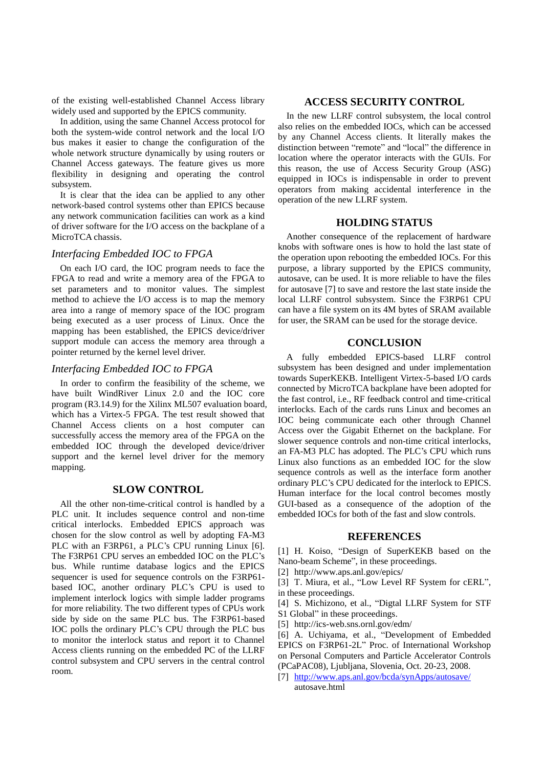of the existing well-established Channel Access library widely used and supported by the EPICS community.

In addition, using the same Channel Access protocol for both the system-wide control network and the local I/O bus makes it easier to change the configuration of the whole network structure dynamically by using routers or Channel Access gateways. The feature gives us more flexibility in designing and operating the control subsystem.

It is clear that the idea can be applied to any other network-based control systems other than EPICS because any network communication facilities can work as a kind of driver software for the I/O access on the backplane of a MicroTCA chassis.

### *Interfacing Embedded IOC to FPGA*

On each I/O card, the IOC program needs to face the FPGA to read and write a memory area of the FPGA to set parameters and to monitor values. The simplest method to achieve the I/O access is to map the memory area into a range of memory space of the IOC program being executed as a user process of Linux. Once the mapping has been established, the EPICS device/driver support module can access the memory area through a pointer returned by the kernel level driver.

### *Interfacing Embedded IOC to FPGA*

In order to confirm the feasibility of the scheme, we have built WindRiver Linux 2.0 and the IOC core program (R3.14.9) for the Xilinx ML507 evaluation board, which has a Virtex-5 FPGA. The test result showed that Channel Access clients on a host computer can successfully access the memory area of the FPGA on the embedded IOC through the developed device/driver support and the kernel level driver for the memory mapping.

## SLOW CONTROL

All the other non-time-critical control is handled by a PLC unit. It includes sequence control and non-time critical interlocks. Embedded EPICS approach was chosen for the slow control as well by adopting FA-M3 PLC with an F3RP61, a PLC's CPU running Linux [6]. The F3RP61 CPU serves an embedded IOC on the PLC's bus. While runtime database logics and the EPICS sequencer is used for sequence controls on the F3RP61-based IOC, another ordinary PLC's CPU is used to implement interlock logics with simple ladder programs for more reliability. The two different types of CPUs work side by side on the same PLC bus. The F3RP61-based IOC polls the ordinary PLC's CPU through the PLC bus to monitor the interlock status and report it to Channel Access clients running on the embedded PC of the LLRF control subsystem and CPU servers in the central control room.

## ACCESS SECURITY CONTROL

In the new LLRF control subsystem, the local control also relies on the embedded IOCs, which can be accessed by any Channel Access clients. It literally makes the distinction between "remote" and "local" the difference in location where the operator interacts with the GUIs. For this reason, the use of Access Security Group (ASG) equipped in IOCs is indispensable in order to prevent operators from making accidental interference in the operation of the new LLRF system.

## HOLDING STATUS

Another consequence of the replacement of hardware knobs with software ones is how to hold the last state of the operation upon rebooting the embedded IOCs. For this purpose, a library supported by the EPICS community, autosave, can be used. It is more reliable to have the files for autosave [7] to save and restore the last state inside the local LLRF control subsystem. Since the F3RP61 CPU can have a file system on its 4M bytes of SRAM available for user, the SRAM can be used for the storage device.

## CONCLUSION

A fully embedded EPICS-based LLRF control subsystem has been designed and under implementation towards SuperKEKB. Intelligent Virtex-5-based I/O cards connected by MicroTCA backplane have been adopted for the fast control, i.e., RF feedback control and time-critical interlocks. Each of the cards runs Linux and becomes an IOC being communicate each other through Channel Access over the Gigabit Ethernet on the backplane. For slower sequence controls and non-time critical interlocks, an FA-M3 PLC has adopted. The PLC's CPU which runs Linux also functions as an embedded IOC for the slow sequence controls as well as the interface form another ordinary PLC's CPU dedicated for the interlock to EPICS. Human interface for the local control becomes mostly GUI-based as a consequence of the adoption of the embedded IOCs for both of the fast and slow controls.

## REFERENCES

[1] H. Koiso, "Design of SuperKEKB based on the Nano-beam Scheme", in these proceedings.

[2] http://www.aps.anl.gov/epics/

[3] T. Miura, et al., "Low Level RF System for cERL", in these proceedings.

[4] S. Michizono, et al., "Digtal LLRF System for STF S1 Global" in these proceedings.

[5] http://ics-web.sns.ornl.gov/edm/

[6] A. Uchiyama, et al., "Development of Embedded EPICS on F3RP61-2L" Proc. of International Workshop on Personal Computers and Particle Accelerator Controls (PCaPAC08), Ljubljana, Slovenia, Oct. 20-23, 2008.

[7] http://www.aps.anl.gov/bcda/synApps/autosave/autosave.html